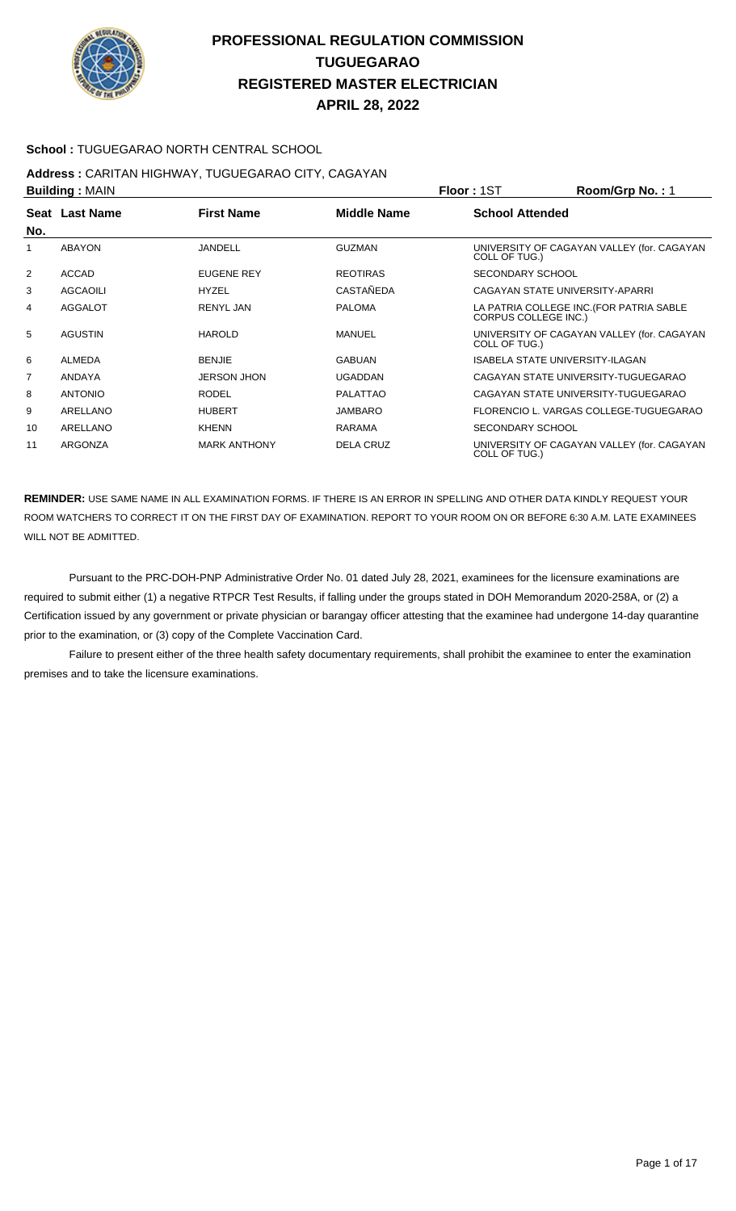# PROFESSIONAL REGULATION COMMISSION
# TUGUEGARAO
# REGISTERED MASTER ELECTRICIAN
# APRIL 28, 2022

**School :** TUGUEGARAO NORTH CENTRAL SCHOOL

**Address :** CARITAN HIGHWAY, TUGUEGARAO CITY, CAGAYAN

**Building :** MAIN **Floor :** 1ST **Room/Grp No. :** 1

| Seat No. | Last Name | First Name | Middle Name | School Attended |
|---|---|---|---|---|
| 1 | ABAYON | JANDELL | GUZMAN | UNIVERSITY OF CAGAYAN VALLEY (for. CAGAYAN COLL OF TUG.) |
| 2 | ACCAD | EUGENE REY | REOTIRAS | SECONDARY SCHOOL |
| 3 | AGCAOILI | HYZEL | CASTAÑEDA | CAGAYAN STATE UNIVERSITY-APARRI |
| 4 | AGGALOT | RENYL JAN | PALOMA | LA PATRIA COLLEGE INC.(FOR PATRIA SABLE CORPUS COLLEGE INC.) |
| 5 | AGUSTIN | HAROLD | MANUEL | UNIVERSITY OF CAGAYAN VALLEY (for. CAGAYAN COLL OF TUG.) |
| 6 | ALMEDA | BENJIE | GABUAN | ISABELA STATE UNIVERSITY-ILAGAN |
| 7 | ANDAYA | JERSON JHON | UGADDAN | CAGAYAN STATE UNIVERSITY-TUGUEGARAO |
| 8 | ANTONIO | RODEL | PALATTAO | CAGAYAN STATE UNIVERSITY-TUGUEGARAO |
| 9 | ARELLANO | HUBERT | JAMBARO | FLORENCIO L. VARGAS COLLEGE-TUGUEGARAO |
| 10 | ARELLANO | KHENN | RARAMA | SECONDARY SCHOOL |
| 11 | ARGONZA | MARK ANTHONY | DELA CRUZ | UNIVERSITY OF CAGAYAN VALLEY (for. CAGAYAN COLL OF TUG.) |

**REMINDER:** USE SAME NAME IN ALL EXAMINATION FORMS. IF THERE IS AN ERROR IN SPELLING AND OTHER DATA KINDLY REQUEST YOUR ROOM WATCHERS TO CORRECT IT ON THE FIRST DAY OF EXAMINATION. REPORT TO YOUR ROOM ON OR BEFORE 6:30 A.M. LATE EXAMINEES WILL NOT BE ADMITTED.

Pursuant to the PRC-DOH-PNP Administrative Order No. 01 dated July 28, 2021, examinees for the licensure examinations are required to submit either (1) a negative RTPCR Test Results, if falling under the groups stated in DOH Memorandum 2020-258A, or (2) a Certification issued by any government or private physician or barangay officer attesting that the examinee had undergone 14-day quarantine prior to the examination, or (3) copy of the Complete Vaccination Card.

Failure to present either of the three health safety documentary requirements, shall prohibit the examinee to enter the examination premises and to take the licensure examinations.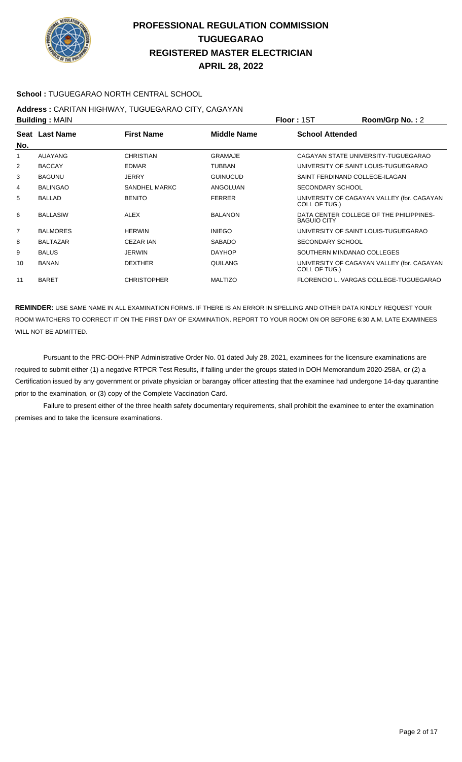# PROFESSIONAL REGULATION COMMISSION
# TUGUEGARAO
# REGISTERED MASTER ELECTRICIAN
# APRIL 28, 2022

**School :** TUGUEGARAO NORTH CENTRAL SCHOOL

**Address :** CARITAN HIGHWAY, TUGUEGARAO CITY, CAGAYAN

**Building :** MAIN **Floor :** 1ST **Room/Grp No. :** 2

| Seat No. | Last Name | First Name | Middle Name | School Attended |
|---|---|---|---|---|
| 1 | AUAYANG | CHRISTIAN | GRAMAJE | CAGAYAN STATE UNIVERSITY-TUGUEGARAO |
| 2 | BACCAY | EDMAR | TUBBAN | UNIVERSITY OF SAINT LOUIS-TUGUEGARAO |
| 3 | BAGUNU | JERRY | GUINUCUD | SAINT FERDINAND COLLEGE-ILAGAN |
| 4 | BALINGAO | SANDHEL MARKC | ANGOLUAN | SECONDARY SCHOOL |
| 5 | BALLAD | BENITO | FERRER | UNIVERSITY OF CAGAYAN VALLEY (for. CAGAYAN COLL OF TUG.) |
| 6 | BALLASIW | ALEX | BALANON | DATA CENTER COLLEGE OF THE PHILIPPINES-BAGUIO CITY |
| 7 | BALMORES | HERWIN | INIEGO | UNIVERSITY OF SAINT LOUIS-TUGUEGARAO |
| 8 | BALTAZAR | CEZAR IAN | SABADO | SECONDARY SCHOOL |
| 9 | BALUS | JERWIN | DAYHOP | SOUTHERN MINDANAO COLLEGES |
| 10 | BANAN | DEXTHER | QUILANG | UNIVERSITY OF CAGAYAN VALLEY (for. CAGAYAN COLL OF TUG.) |
| 11 | BARET | CHRISTOPHER | MALTIZO | FLORENCIO L. VARGAS COLLEGE-TUGUEGARAO |

**REMINDER:** USE SAME NAME IN ALL EXAMINATION FORMS. IF THERE IS AN ERROR IN SPELLING AND OTHER DATA KINDLY REQUEST YOUR ROOM WATCHERS TO CORRECT IT ON THE FIRST DAY OF EXAMINATION. REPORT TO YOUR ROOM ON OR BEFORE 6:30 A.M. LATE EXAMINEES WILL NOT BE ADMITTED.

Pursuant to the PRC-DOH-PNP Administrative Order No. 01 dated July 28, 2021, examinees for the licensure examinations are required to submit either (1) a negative RTPCR Test Results, if falling under the groups stated in DOH Memorandum 2020-258A, or (2) a Certification issued by any government or private physician or barangay officer attesting that the examinee had undergone 14-day quarantine prior to the examination, or (3) copy of the Complete Vaccination Card.

Failure to present either of the three health safety documentary requirements, shall prohibit the examinee to enter the examination premises and to take the licensure examinations.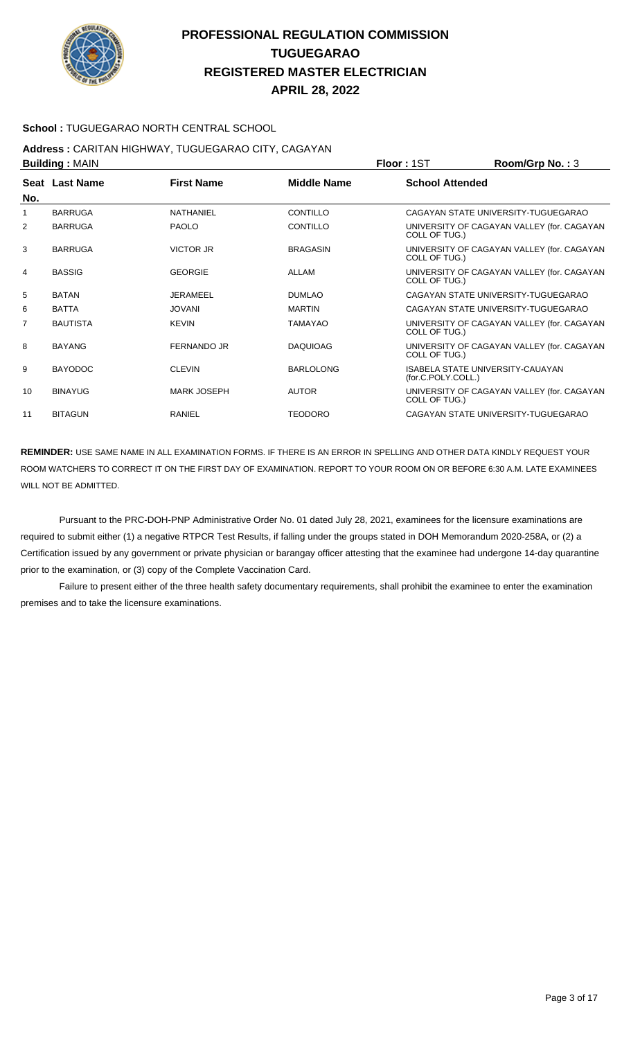# PROFESSIONAL REGULATION COMMISSION
# TUGUEGARAO
# REGISTERED MASTER ELECTRICIAN
# APRIL 28, 2022

**School :** TUGUEGARAO NORTH CENTRAL SCHOOL

**Address :** CARITAN HIGHWAY, TUGUEGARAO CITY, CAGAYAN

**Building :** MAIN **Floor :** 1ST **Room/Grp No. :** 3

| Seat No. | Last Name | First Name | Middle Name | School Attended |
|---|---|---|---|---|
| 1 | BARRUGA | NATHANIEL | CONTILLO | CAGAYAN STATE UNIVERSITY-TUGUEGARAO |
| 2 | BARRUGA | PAOLO | CONTILLO | UNIVERSITY OF CAGAYAN VALLEY (for. CAGAYAN COLL OF TUG.) |
| 3 | BARRUGA | VICTOR JR | BRAGASIN | UNIVERSITY OF CAGAYAN VALLEY (for. CAGAYAN COLL OF TUG.) |
| 4 | BASSIG | GEORGIE | ALLAM | UNIVERSITY OF CAGAYAN VALLEY (for. CAGAYAN COLL OF TUG.) |
| 5 | BATAN | JERAMEEL | DUMLAO | CAGAYAN STATE UNIVERSITY-TUGUEGARAO |
| 6 | BATTA | JOVANI | MARTIN | CAGAYAN STATE UNIVERSITY-TUGUEGARAO |
| 7 | BAUTISTA | KEVIN | TAMAYAO | UNIVERSITY OF CAGAYAN VALLEY (for. CAGAYAN COLL OF TUG.) |
| 8 | BAYANG | FERNANDO JR | DAQUIOAG | UNIVERSITY OF CAGAYAN VALLEY (for. CAGAYAN COLL OF TUG.) |
| 9 | BAYODOC | CLEVIN | BARLOLONG | ISABELA STATE UNIVERSITY-CAUAYAN (for.C.POLY.COLL.) |
| 10 | BINAYUG | MARK JOSEPH | AUTOR | UNIVERSITY OF CAGAYAN VALLEY (for. CAGAYAN COLL OF TUG.) |
| 11 | BITAGUN | RANIEL | TEODORO | CAGAYAN STATE UNIVERSITY-TUGUEGARAO |

**REMINDER:** USE SAME NAME IN ALL EXAMINATION FORMS. IF THERE IS AN ERROR IN SPELLING AND OTHER DATA KINDLY REQUEST YOUR ROOM WATCHERS TO CORRECT IT ON THE FIRST DAY OF EXAMINATION. REPORT TO YOUR ROOM ON OR BEFORE 6:30 A.M. LATE EXAMINEES WILL NOT BE ADMITTED.

Pursuant to the PRC-DOH-PNP Administrative Order No. 01 dated July 28, 2021, examinees for the licensure examinations are required to submit either (1) a negative RTPCR Test Results, if falling under the groups stated in DOH Memorandum 2020-258A, or (2) a Certification issued by any government or private physician or barangay officer attesting that the examinee had undergone 14-day quarantine prior to the examination, or (3) copy of the Complete Vaccination Card.

Failure to present either of the three health safety documentary requirements, shall prohibit the examinee to enter the examination premises and to take the licensure examinations.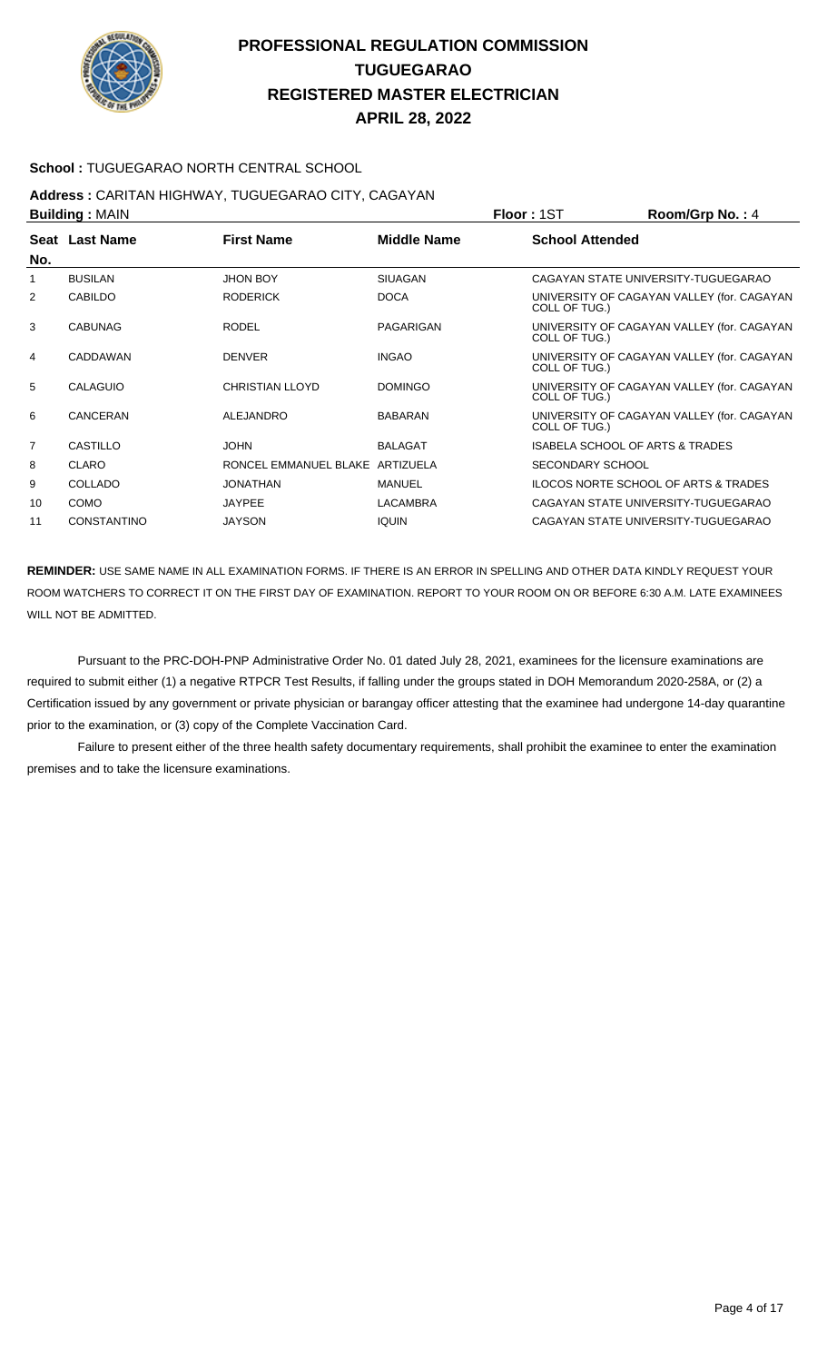# PROFESSIONAL REGULATION COMMISSION
# TUGUEGARAO
# REGISTERED MASTER ELECTRICIAN
# APRIL 28, 2022

**School :** TUGUEGARAO NORTH CENTRAL SCHOOL

**Address :** CARITAN HIGHWAY, TUGUEGARAO CITY, CAGAYAN

**Building :** MAIN **Floor :** 1ST **Room/Grp No. :** 4

| Seat No. | Last Name | First Name | Middle Name | School Attended |
|---|---|---|---|---|
| 1 | BUSILAN | JHON BOY | SIUAGAN | CAGAYAN STATE UNIVERSITY-TUGUEGARAO |
| 2 | CABILDO | RODERICK | DOCA | UNIVERSITY OF CAGAYAN VALLEY (for. CAGAYAN COLL OF TUG.) |
| 3 | CABUNAG | RODEL | PAGARIGAN | UNIVERSITY OF CAGAYAN VALLEY (for. CAGAYAN COLL OF TUG.) |
| 4 | CADDAWAN | DENVER | INGAO | UNIVERSITY OF CAGAYAN VALLEY (for. CAGAYAN COLL OF TUG.) |
| 5 | CALAGUIO | CHRISTIAN LLOYD | DOMINGO | UNIVERSITY OF CAGAYAN VALLEY (for. CAGAYAN COLL OF TUG.) |
| 6 | CANCERAN | ALEJANDRO | BABARAN | UNIVERSITY OF CAGAYAN VALLEY (for. CAGAYAN COLL OF TUG.) |
| 7 | CASTILLO | JOHN | BALAGAT | ISABELA SCHOOL OF ARTS & TRADES |
| 8 | CLARO | RONCEL EMMANUEL BLAKE | ARTIZUELA | SECONDARY SCHOOL |
| 9 | COLLADO | JONATHAN | MANUEL | ILOCOS NORTE SCHOOL OF ARTS & TRADES |
| 10 | COMO | JAYPEE | LACAMBRA | CAGAYAN STATE UNIVERSITY-TUGUEGARAO |
| 11 | CONSTANTINO | JAYSON | IQUIN | CAGAYAN STATE UNIVERSITY-TUGUEGARAO |

**REMINDER:** USE SAME NAME IN ALL EXAMINATION FORMS. IF THERE IS AN ERROR IN SPELLING AND OTHER DATA KINDLY REQUEST YOUR ROOM WATCHERS TO CORRECT IT ON THE FIRST DAY OF EXAMINATION. REPORT TO YOUR ROOM ON OR BEFORE 6:30 A.M. LATE EXAMINEES WILL NOT BE ADMITTED.

Pursuant to the PRC-DOH-PNP Administrative Order No. 01 dated July 28, 2021, examinees for the licensure examinations are required to submit either (1) a negative RTPCR Test Results, if falling under the groups stated in DOH Memorandum 2020-258A, or (2) a Certification issued by any government or private physician or barangay officer attesting that the examinee had undergone 14-day quarantine prior to the examination, or (3) copy of the Complete Vaccination Card.

Failure to present either of the three health safety documentary requirements, shall prohibit the examinee to enter the examination premises and to take the licensure examinations.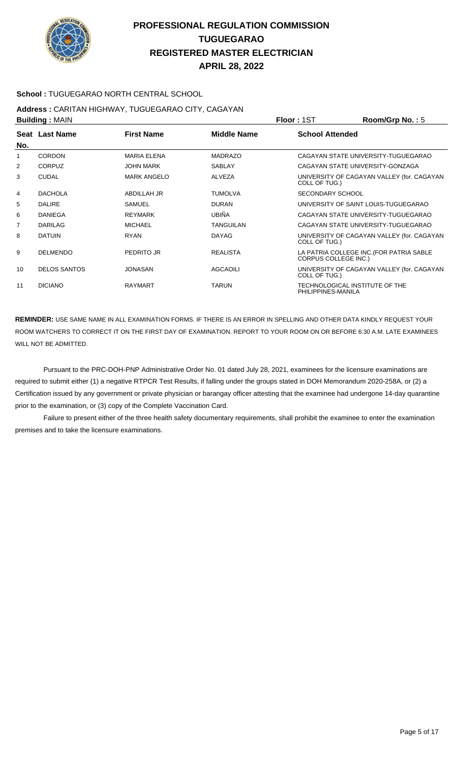# PROFESSIONAL REGULATION COMMISSION
# TUGUEGARAO
# REGISTERED MASTER ELECTRICIAN
# APRIL 28, 2022

**School :** TUGUEGARAO NORTH CENTRAL SCHOOL

**Address :** CARITAN HIGHWAY, TUGUEGARAO CITY, CAGAYAN

**Building :** MAIN **Floor :** 1ST **Room/Grp No. :** 5

| Seat No. | Last Name | First Name | Middle Name | School Attended |
|---|---|---|---|---|
| 1 | CORDON | MARIA ELENA | MADRAZO | CAGAYAN STATE UNIVERSITY-TUGUEGARAO |
| 2 | CORPUZ | JOHN MARK | SABLAY | CAGAYAN STATE UNIVERSITY-GONZAGA |
| 3 | CUDAL | MARK ANGELO | ALVEZA | UNIVERSITY OF CAGAYAN VALLEY (for. CAGAYAN COLL OF TUG.) |
| 4 | DACHOLA | ABDILLAH JR | TUMOLVA | SECONDARY SCHOOL |
| 5 | DALIRE | SAMUEL | DURAN | UNIVERSITY OF SAINT LOUIS-TUGUEGARAO |
| 6 | DANIEGA | REYMARK | UBIÑA | CAGAYAN STATE UNIVERSITY-TUGUEGARAO |
| 7 | DARILAG | MICHAEL | TANGUILAN | CAGAYAN STATE UNIVERSITY-TUGUEGARAO |
| 8 | DATUIN | RYAN | DAYAG | UNIVERSITY OF CAGAYAN VALLEY (for. CAGAYAN COLL OF TUG.) |
| 9 | DELMENDO | PEDRITO JR | REALISTA | LA PATRIA COLLEGE INC.(FOR PATRIA SABLE CORPUS COLLEGE INC.) |
| 10 | DELOS SANTOS | JONASAN | AGCAOILI | UNIVERSITY OF CAGAYAN VALLEY (for. CAGAYAN COLL OF TUG.) |
| 11 | DICIANO | RAYMART | TARUN | TECHNOLOGICAL INSTITUTE OF THE PHILIPPINES-MANILA |

**REMINDER:** USE SAME NAME IN ALL EXAMINATION FORMS. IF THERE IS AN ERROR IN SPELLING AND OTHER DATA KINDLY REQUEST YOUR ROOM WATCHERS TO CORRECT IT ON THE FIRST DAY OF EXAMINATION. REPORT TO YOUR ROOM ON OR BEFORE 6:30 A.M. LATE EXAMINEES WILL NOT BE ADMITTED.

Pursuant to the PRC-DOH-PNP Administrative Order No. 01 dated July 28, 2021, examinees for the licensure examinations are required to submit either (1) a negative RTPCR Test Results, if falling under the groups stated in DOH Memorandum 2020-258A, or (2) a Certification issued by any government or private physician or barangay officer attesting that the examinee had undergone 14-day quarantine prior to the examination, or (3) copy of the Complete Vaccination Card.

Failure to present either of the three health safety documentary requirements, shall prohibit the examinee to enter the examination premises and to take the licensure examinations.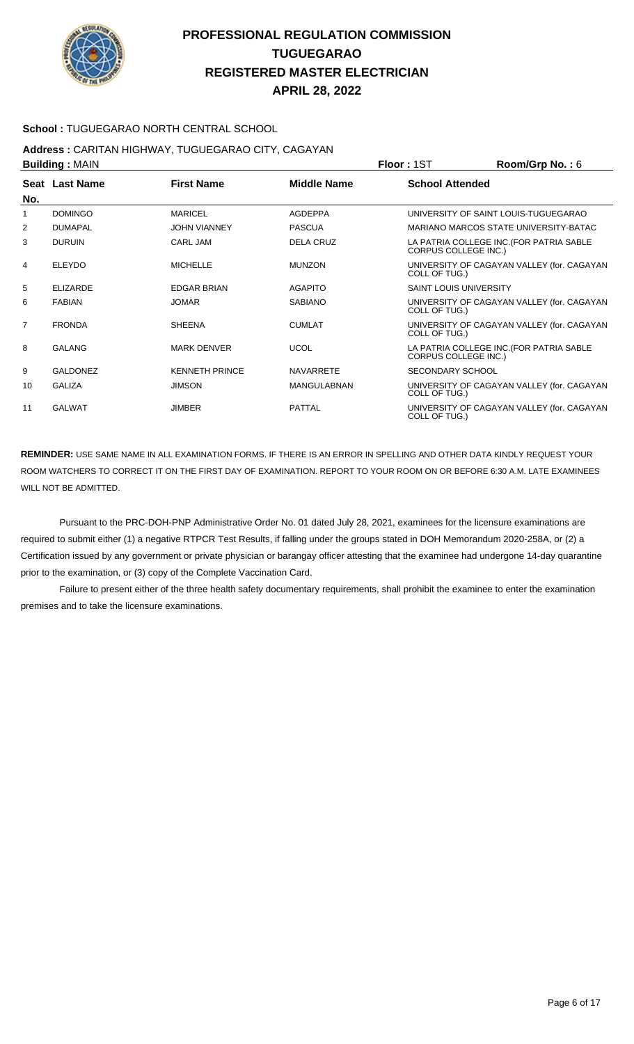# PROFESSIONAL REGULATION COMMISSION
## TUGUEGARAO
## REGISTERED MASTER ELECTRICIAN
## APRIL 28, 2022

**School :** TUGUEGARAO NORTH CENTRAL SCHOOL

**Address :** CARITAN HIGHWAY, TUGUEGARAO CITY, CAGAYAN

**Building :** MAIN | **Floor :** 1ST | **Room/Grp No. :** 6

| Seat No. | Last Name | First Name | Middle Name | School Attended |
|---|---|---|---|---|
| 1 | DOMINGO | MARICEL | AGDEPPA | UNIVERSITY OF SAINT LOUIS-TUGUEGARAO |
| 2 | DUMAPAL | JOHN VIANNEY | PASCUA | MARIANO MARCOS STATE UNIVERSITY-BATAC |
| 3 | DURUIN | CARL JAM | DELA CRUZ | LA PATRIA COLLEGE INC.(FOR PATRIA SABLE CORPUS COLLEGE INC.) |
| 4 | ELEYDO | MICHELLE | MUNZON | UNIVERSITY OF CAGAYAN VALLEY (for. CAGAYAN COLL OF TUG.) |
| 5 | ELIZARDE | EDGAR BRIAN | AGAPITO | SAINT LOUIS UNIVERSITY |
| 6 | FABIAN | JOMAR | SABIANO | UNIVERSITY OF CAGAYAN VALLEY (for. CAGAYAN COLL OF TUG.) |
| 7 | FRONDA | SHEENA | CUMLAT | UNIVERSITY OF CAGAYAN VALLEY (for. CAGAYAN COLL OF TUG.) |
| 8 | GALANG | MARK DENVER | UCOL | LA PATRIA COLLEGE INC.(FOR PATRIA SABLE CORPUS COLLEGE INC.) |
| 9 | GALDONEZ | KENNETH PRINCE | NAVARRETE | SECONDARY SCHOOL |
| 10 | GALIZA | JIMSON | MANGULABNAN | UNIVERSITY OF CAGAYAN VALLEY (for. CAGAYAN COLL OF TUG.) |
| 11 | GALWAT | JIMBER | PATTAL | UNIVERSITY OF CAGAYAN VALLEY (for. CAGAYAN COLL OF TUG.) |

**REMINDER:** USE SAME NAME IN ALL EXAMINATION FORMS. IF THERE IS AN ERROR IN SPELLING AND OTHER DATA KINDLY REQUEST YOUR ROOM WATCHERS TO CORRECT IT ON THE FIRST DAY OF EXAMINATION. REPORT TO YOUR ROOM ON OR BEFORE 6:30 A.M. LATE EXAMINEES WILL NOT BE ADMITTED.

Pursuant to the PRC-DOH-PNP Administrative Order No. 01 dated July 28, 2021, examinees for the licensure examinations are required to submit either (1) a negative RTPCR Test Results, if falling under the groups stated in DOH Memorandum 2020-258A, or (2) a Certification issued by any government or private physician or barangay officer attesting that the examinee had undergone 14-day quarantine prior to the examination, or (3) copy of the Complete Vaccination Card.

Failure to present either of the three health safety documentary requirements, shall prohibit the examinee to enter the examination premises and to take the licensure examinations.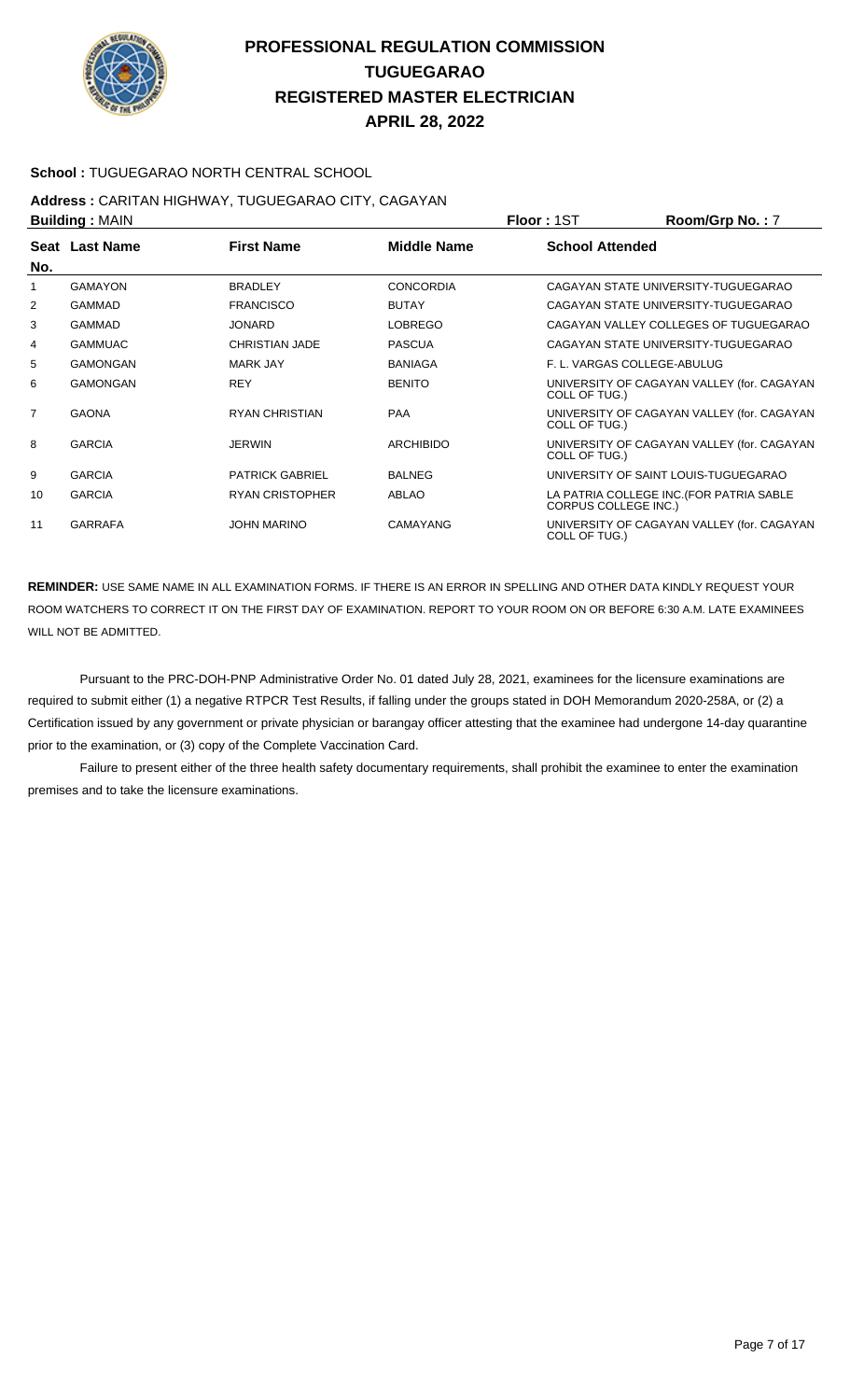# PROFESSIONAL REGULATION COMMISSION
## TUGUEGARAO
## REGISTERED MASTER ELECTRICIAN
## APRIL 28, 2022

**School :** TUGUEGARAO NORTH CENTRAL SCHOOL

**Address :** CARITAN HIGHWAY, TUGUEGARAO CITY, CAGAYAN

**Building :** MAIN **Floor :** 1ST **Room/Grp No. :** 7

| Seat No. | Last Name | First Name | Middle Name | School Attended |
|---|---|---|---|---|
| 1 | GAMAYON | BRADLEY | CONCORDIA | CAGAYAN STATE UNIVERSITY-TUGUEGARAO |
| 2 | GAMMAD | FRANCISCO | BUTAY | CAGAYAN STATE UNIVERSITY-TUGUEGARAO |
| 3 | GAMMAD | JONARD | LOBREGO | CAGAYAN VALLEY COLLEGES OF TUGUEGARAO |
| 4 | GAMMUAC | CHRISTIAN JADE | PASCUA | CAGAYAN STATE UNIVERSITY-TUGUEGARAO |
| 5 | GAMONGAN | MARK JAY | BANIAGA | F. L. VARGAS COLLEGE-ABULUG |
| 6 | GAMONGAN | REY | BENITO | UNIVERSITY OF CAGAYAN VALLEY (for. CAGAYAN COLL OF TUG.) |
| 7 | GAONA | RYAN CHRISTIAN | PAA | UNIVERSITY OF CAGAYAN VALLEY (for. CAGAYAN COLL OF TUG.) |
| 8 | GARCIA | JERWIN | ARCHIBIDO | UNIVERSITY OF CAGAYAN VALLEY (for. CAGAYAN COLL OF TUG.) |
| 9 | GARCIA | PATRICK GABRIEL | BALNEG | UNIVERSITY OF SAINT LOUIS-TUGUEGARAO |
| 10 | GARCIA | RYAN CRISTOPHER | ABLAO | LA PATRIA COLLEGE INC.(FOR PATRIA SABLE CORPUS COLLEGE INC.) |
| 11 | GARRAFA | JOHN MARINO | CAMAYANG | UNIVERSITY OF CAGAYAN VALLEY (for. CAGAYAN COLL OF TUG.) |

**REMINDER:** USE SAME NAME IN ALL EXAMINATION FORMS. IF THERE IS AN ERROR IN SPELLING AND OTHER DATA KINDLY REQUEST YOUR ROOM WATCHERS TO CORRECT IT ON THE FIRST DAY OF EXAMINATION. REPORT TO YOUR ROOM ON OR BEFORE 6:30 A.M. LATE EXAMINEES WILL NOT BE ADMITTED.

Pursuant to the PRC-DOH-PNP Administrative Order No. 01 dated July 28, 2021, examinees for the licensure examinations are required to submit either (1) a negative RTPCR Test Results, if falling under the groups stated in DOH Memorandum 2020-258A, or (2) a Certification issued by any government or private physician or barangay officer attesting that the examinee had undergone 14-day quarantine prior to the examination, or (3) copy of the Complete Vaccination Card.

Failure to present either of the three health safety documentary requirements, shall prohibit the examinee to enter the examination premises and to take the licensure examinations.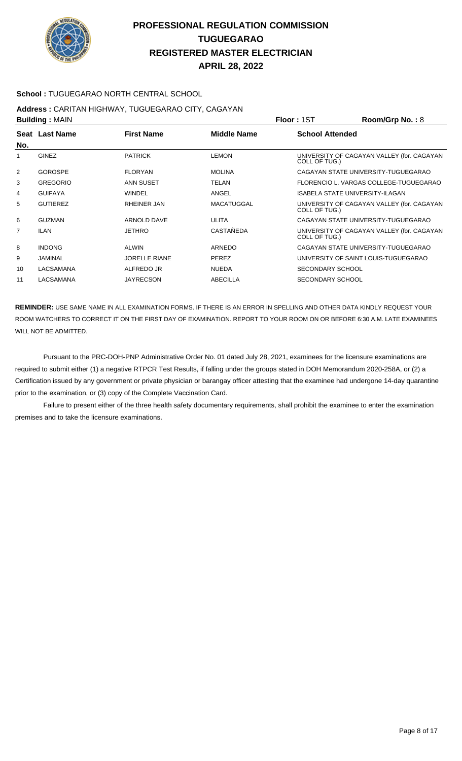# PROFESSIONAL REGULATION COMMISSION
## TUGUEGARAO
## REGISTERED MASTER ELECTRICIAN
## APRIL 28, 2022

**School :** TUGUEGARAO NORTH CENTRAL SCHOOL

**Address :** CARITAN HIGHWAY, TUGUEGARAO CITY, CAGAYAN

**Building :** MAIN **Floor :** 1ST **Room/Grp No. :** 8

| Seat No. | Last Name | First Name | Middle Name | School Attended |
|---|---|---|---|---|
| 1 | GINEZ | PATRICK | LEMON | UNIVERSITY OF CAGAYAN VALLEY (for. CAGAYAN COLL OF TUG.) |
| 2 | GOROSPE | FLORYAN | MOLINA | CAGAYAN STATE UNIVERSITY-TUGUEGARAO |
| 3 | GREGORIO | ANN SUSET | TELAN | FLORENCIO L. VARGAS COLLEGE-TUGUEGARAO |
| 4 | GUIFAYA | WINDEL | ANGEL | ISABELA STATE UNIVERSITY-ILAGAN |
| 5 | GUTIEREZ | RHEINER JAN | MACATUGGAL | UNIVERSITY OF CAGAYAN VALLEY (for. CAGAYAN COLL OF TUG.) |
| 6 | GUZMAN | ARNOLD DAVE | ULITA | CAGAYAN STATE UNIVERSITY-TUGUEGARAO |
| 7 | ILAN | JETHRO | CASTAÑEDA | UNIVERSITY OF CAGAYAN VALLEY (for. CAGAYAN COLL OF TUG.) |
| 8 | INDONG | ALWIN | ARNEDO | CAGAYAN STATE UNIVERSITY-TUGUEGARAO |
| 9 | JAMINAL | JORELLE RIANE | PEREZ | UNIVERSITY OF SAINT LOUIS-TUGUEGARAO |
| 10 | LACSAMANA | ALFREDO JR | NUEDA | SECONDARY SCHOOL |
| 11 | LACSAMANA | JAYRECSON | ABECILLA | SECONDARY SCHOOL |

**REMINDER:** USE SAME NAME IN ALL EXAMINATION FORMS. IF THERE IS AN ERROR IN SPELLING AND OTHER DATA KINDLY REQUEST YOUR ROOM WATCHERS TO CORRECT IT ON THE FIRST DAY OF EXAMINATION. REPORT TO YOUR ROOM ON OR BEFORE 6:30 A.M. LATE EXAMINEES WILL NOT BE ADMITTED.

Pursuant to the PRC-DOH-PNP Administrative Order No. 01 dated July 28, 2021, examinees for the licensure examinations are required to submit either (1) a negative RTPCR Test Results, if falling under the groups stated in DOH Memorandum 2020-258A, or (2) a Certification issued by any government or private physician or barangay officer attesting that the examinee had undergone 14-day quarantine prior to the examination, or (3) copy of the Complete Vaccination Card.

Failure to present either of the three health safety documentary requirements, shall prohibit the examinee to enter the examination premises and to take the licensure examinations.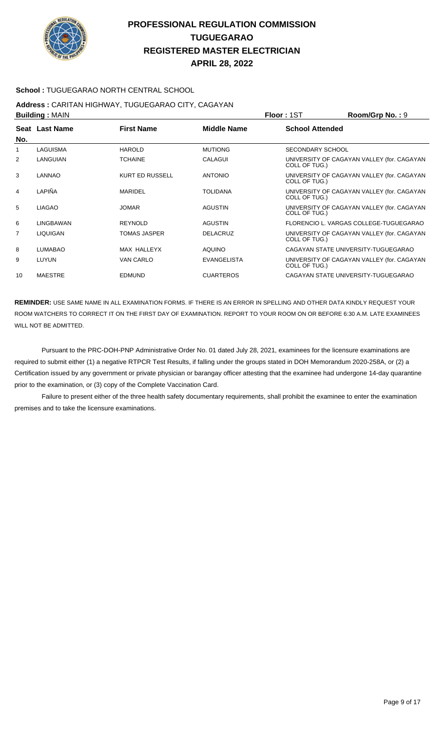# PROFESSIONAL REGULATION COMMISSION
# TUGUEGARAO
# REGISTERED MASTER ELECTRICIAN
# APRIL 28, 2022

**School :** TUGUEGARAO NORTH CENTRAL SCHOOL

**Address :** CARITAN HIGHWAY, TUGUEGARAO CITY, CAGAYAN

**Building :** MAIN **Floor :** 1ST **Room/Grp No. :** 9

| Seat No. | Last Name | First Name | Middle Name | School Attended |
|---|---|---|---|---|
| 1 | LAGUISMA | HAROLD | MUTIONG | SECONDARY SCHOOL |
| 2 | LANGUIAN | TCHAINE | CALAGUI | UNIVERSITY OF CAGAYAN VALLEY (for. CAGAYAN COLL OF TUG.) |
| 3 | LANNAO | KURT ED RUSSELL | ANTONIO | UNIVERSITY OF CAGAYAN VALLEY (for. CAGAYAN COLL OF TUG.) |
| 4 | LAPIÑA | MARIDEL | TOLIDANA | UNIVERSITY OF CAGAYAN VALLEY (for. CAGAYAN COLL OF TUG.) |
| 5 | LIAGAO | JOMAR | AGUSTIN | UNIVERSITY OF CAGAYAN VALLEY (for. CAGAYAN COLL OF TUG.) |
| 6 | LINGBAWAN | REYNOLD | AGUSTIN | FLORENCIO L. VARGAS COLLEGE-TUGUEGARAO |
| 7 | LIQUIGAN | TOMAS JASPER | DELACRUZ | UNIVERSITY OF CAGAYAN VALLEY (for. CAGAYAN COLL OF TUG.) |
| 8 | LUMABAO | MAX HALLEYX | AQUINO | CAGAYAN STATE UNIVERSITY-TUGUEGARAO |
| 9 | LUYUN | VAN CARLO | EVANGELISTA | UNIVERSITY OF CAGAYAN VALLEY (for. CAGAYAN COLL OF TUG.) |
| 10 | MAESTRE | EDMUND | CUARTEROS | CAGAYAN STATE UNIVERSITY-TUGUEGARAO |

**REMINDER:** USE SAME NAME IN ALL EXAMINATION FORMS. IF THERE IS AN ERROR IN SPELLING AND OTHER DATA KINDLY REQUEST YOUR ROOM WATCHERS TO CORRECT IT ON THE FIRST DAY OF EXAMINATION. REPORT TO YOUR ROOM ON OR BEFORE 6:30 A.M. LATE EXAMINEES WILL NOT BE ADMITTED.

Pursuant to the PRC-DOH-PNP Administrative Order No. 01 dated July 28, 2021, examinees for the licensure examinations are required to submit either (1) a negative RTPCR Test Results, if falling under the groups stated in DOH Memorandum 2020-258A, or (2) a Certification issued by any government or private physician or barangay officer attesting that the examinee had undergone 14-day quarantine prior to the examination, or (3) copy of the Complete Vaccination Card.

Failure to present either of the three health safety documentary requirements, shall prohibit the examinee to enter the examination premises and to take the licensure examinations.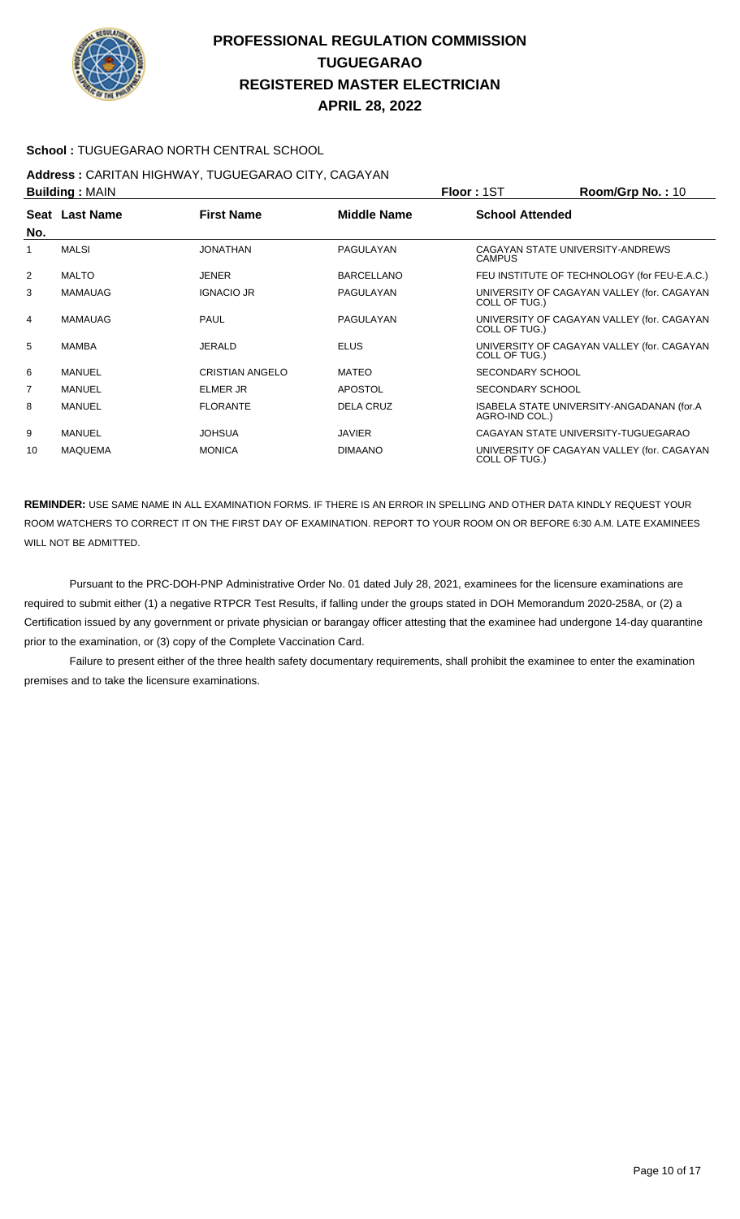# PROFESSIONAL REGULATION COMMISSION
## TUGUEGARAO
## REGISTERED MASTER ELECTRICIAN
## APRIL 28, 2022

**School :** TUGUEGARAO NORTH CENTRAL SCHOOL

**Address :** CARITAN HIGHWAY, TUGUEGARAO CITY, CAGAYAN

**Building :** MAIN **Floor :** 1ST **Room/Grp No. :** 10

| Seat No. | Last Name | First Name | Middle Name | School Attended |
|---|---|---|---|---|
| 1 | MALSI | JONATHAN | PAGULAYAN | CAGAYAN STATE UNIVERSITY-ANDREWS CAMPUS |
| 2 | MALTO | JENER | BARCELLANO | FEU INSTITUTE OF TECHNOLOGY (for FEU-E.A.C.) |
| 3 | MAMAUAG | IGNACIO JR | PAGULAYAN | UNIVERSITY OF CAGAYAN VALLEY (for. CAGAYAN COLL OF TUG.) |
| 4 | MAMAUAG | PAUL | PAGULAYAN | UNIVERSITY OF CAGAYAN VALLEY (for. CAGAYAN COLL OF TUG.) |
| 5 | MAMBA | JERALD | ELUS | UNIVERSITY OF CAGAYAN VALLEY (for. CAGAYAN COLL OF TUG.) |
| 6 | MANUEL | CRISTIAN ANGELO | MATEO | SECONDARY SCHOOL |
| 7 | MANUEL | ELMER JR | APOSTOL | SECONDARY SCHOOL |
| 8 | MANUEL | FLORANTE | DELA CRUZ | ISABELA STATE UNIVERSITY-ANGADANAN (for.A AGRO-IND COL.) |
| 9 | MANUEL | JOHSUA | JAVIER | CAGAYAN STATE UNIVERSITY-TUGUEGARAO |
| 10 | MAQUEMA | MONICA | DIMAANO | UNIVERSITY OF CAGAYAN VALLEY (for. CAGAYAN COLL OF TUG.) |

**REMINDER:** USE SAME NAME IN ALL EXAMINATION FORMS. IF THERE IS AN ERROR IN SPELLING AND OTHER DATA KINDLY REQUEST YOUR ROOM WATCHERS TO CORRECT IT ON THE FIRST DAY OF EXAMINATION. REPORT TO YOUR ROOM ON OR BEFORE 6:30 A.M. LATE EXAMINEES WILL NOT BE ADMITTED.

Pursuant to the PRC-DOH-PNP Administrative Order No. 01 dated July 28, 2021, examinees for the licensure examinations are required to submit either (1) a negative RTPCR Test Results, if falling under the groups stated in DOH Memorandum 2020-258A, or (2) a Certification issued by any government or private physician or barangay officer attesting that the examinee had undergone 14-day quarantine prior to the examination, or (3) copy of the Complete Vaccination Card.

Failure to present either of the three health safety documentary requirements, shall prohibit the examinee to enter the examination premises and to take the licensure examinations.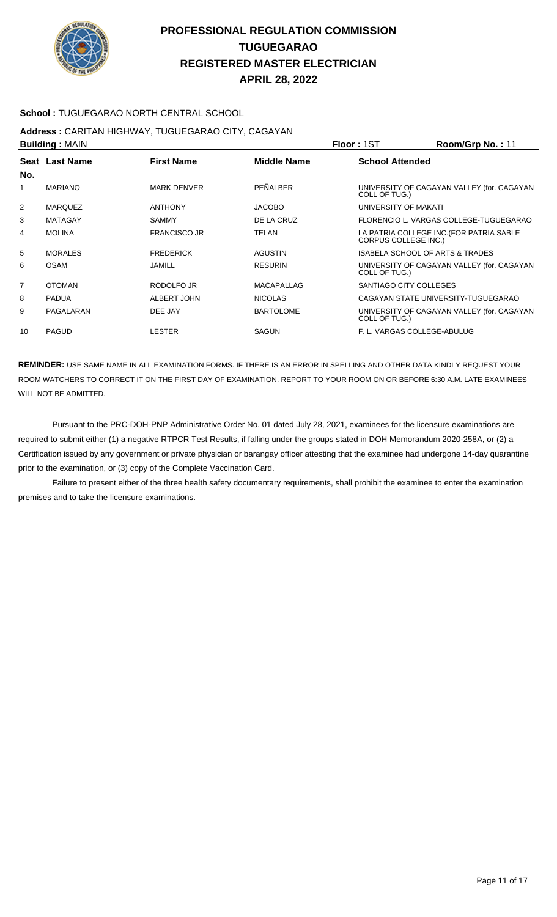# PROFESSIONAL REGULATION COMMISSION
# TUGUEGARAO
# REGISTERED MASTER ELECTRICIAN
# APRIL 28, 2022

**School :** TUGUEGARAO NORTH CENTRAL SCHOOL

**Address :** CARITAN HIGHWAY, TUGUEGARAO CITY, CAGAYAN

**Building :** MAIN **Floor :** 1ST **Room/Grp No. :** 11

| Seat No. | Last Name | First Name | Middle Name | School Attended |
|---|---|---|---|---|
| 1 | MARIANO | MARK DENVER | PEÑALBER | UNIVERSITY OF CAGAYAN VALLEY (for. CAGAYAN COLL OF TUG.) |
| 2 | MARQUEZ | ANTHONY | JACOBO | UNIVERSITY OF MAKATI |
| 3 | MATAGAY | SAMMY | DE LA CRUZ | FLORENCIO L. VARGAS COLLEGE-TUGUEGARAO |
| 4 | MOLINA | FRANCISCO JR | TELAN | LA PATRIA COLLEGE INC.(FOR PATRIA SABLE CORPUS COLLEGE INC.) |
| 5 | MORALES | FREDERICK | AGUSTIN | ISABELA SCHOOL OF ARTS & TRADES |
| 6 | OSAM | JAMILL | RESURIN | UNIVERSITY OF CAGAYAN VALLEY (for. CAGAYAN COLL OF TUG.) |
| 7 | OTOMAN | RODOLFO JR | MACAPALLAG | SANTIAGO CITY COLLEGES |
| 8 | PADUA | ALBERT JOHN | NICOLAS | CAGAYAN STATE UNIVERSITY-TUGUEGARAO |
| 9 | PAGALARAN | DEE JAY | BARTOLOME | UNIVERSITY OF CAGAYAN VALLEY (for. CAGAYAN COLL OF TUG.) |
| 10 | PAGUD | LESTER | SAGUN | F. L. VARGAS COLLEGE-ABULUG |

**REMINDER:** USE SAME NAME IN ALL EXAMINATION FORMS. IF THERE IS AN ERROR IN SPELLING AND OTHER DATA KINDLY REQUEST YOUR ROOM WATCHERS TO CORRECT IT ON THE FIRST DAY OF EXAMINATION. REPORT TO YOUR ROOM ON OR BEFORE 6:30 A.M. LATE EXAMINEES WILL NOT BE ADMITTED.

Pursuant to the PRC-DOH-PNP Administrative Order No. 01 dated July 28, 2021, examinees for the licensure examinations are required to submit either (1) a negative RTPCR Test Results, if falling under the groups stated in DOH Memorandum 2020-258A, or (2) a Certification issued by any government or private physician or barangay officer attesting that the examinee had undergone 14-day quarantine prior to the examination, or (3) copy of the Complete Vaccination Card.

Failure to present either of the three health safety documentary requirements, shall prohibit the examinee to enter the examination premises and to take the licensure examinations.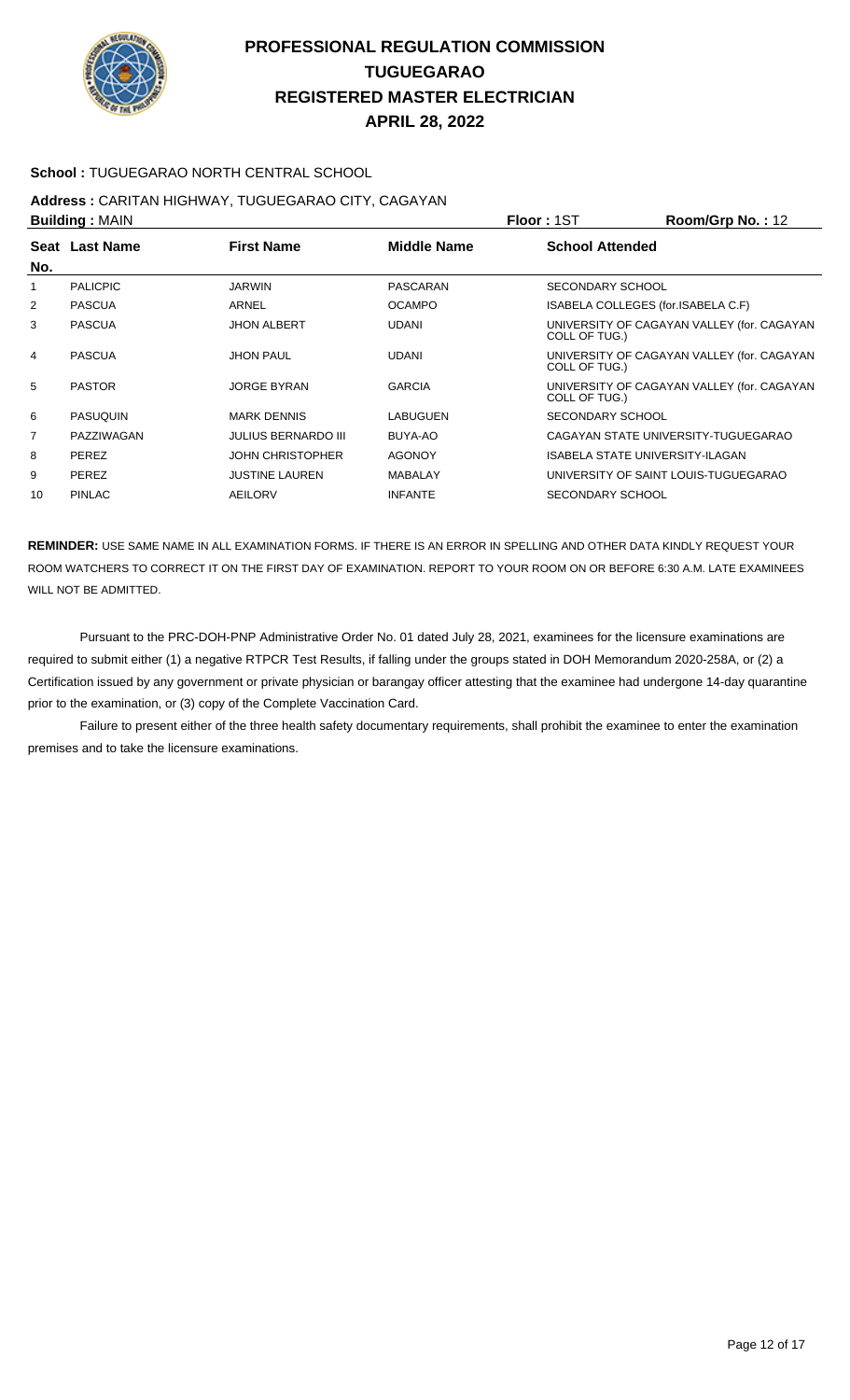# PROFESSIONAL REGULATION COMMISSION
# TUGUEGARAO
# REGISTERED MASTER ELECTRICIAN
# APRIL 28, 2022

**School :** TUGUEGARAO NORTH CENTRAL SCHOOL

**Address :** CARITAN HIGHWAY, TUGUEGARAO CITY, CAGAYAN

**Building :** MAIN **Floor :** 1ST **Room/Grp No. :** 12

| Seat No. | Last Name | First Name | Middle Name | School Attended |
|---|---|---|---|---|
| 1 | PALICPIC | JARWIN | PASCARAN | SECONDARY SCHOOL |
| 2 | PASCUA | ARNEL | OCAMPO | ISABELA COLLEGES (for.ISABELA C.F) |
| 3 | PASCUA | JHON ALBERT | UDANI | UNIVERSITY OF CAGAYAN VALLEY (for. CAGAYAN COLL OF TUG.) |
| 4 | PASCUA | JHON PAUL | UDANI | UNIVERSITY OF CAGAYAN VALLEY (for. CAGAYAN COLL OF TUG.) |
| 5 | PASTOR | JORGE BYRAN | GARCIA | UNIVERSITY OF CAGAYAN VALLEY (for. CAGAYAN COLL OF TUG.) |
| 6 | PASUQUIN | MARK DENNIS | LABUGUEN | SECONDARY SCHOOL |
| 7 | PAZZIWAGAN | JULIUS BERNARDO III | BUYA-AO | CAGAYAN STATE UNIVERSITY-TUGUEGARAO |
| 8 | PEREZ | JOHN CHRISTOPHER | AGONOY | ISABELA STATE UNIVERSITY-ILAGAN |
| 9 | PEREZ | JUSTINE LAUREN | MABALAY | UNIVERSITY OF SAINT LOUIS-TUGUEGARAO |
| 10 | PINLAC | AEILORV | INFANTE | SECONDARY SCHOOL |

**REMINDER:** USE SAME NAME IN ALL EXAMINATION FORMS. IF THERE IS AN ERROR IN SPELLING AND OTHER DATA KINDLY REQUEST YOUR ROOM WATCHERS TO CORRECT IT ON THE FIRST DAY OF EXAMINATION. REPORT TO YOUR ROOM ON OR BEFORE 6:30 A.M. LATE EXAMINEES WILL NOT BE ADMITTED.

Pursuant to the PRC-DOH-PNP Administrative Order No. 01 dated July 28, 2021, examinees for the licensure examinations are required to submit either (1) a negative RTPCR Test Results, if falling under the groups stated in DOH Memorandum 2020-258A, or (2) a Certification issued by any government or private physician or barangay officer attesting that the examinee had undergone 14-day quarantine prior to the examination, or (3) copy of the Complete Vaccination Card.

Failure to present either of the three health safety documentary requirements, shall prohibit the examinee to enter the examination premises and to take the licensure examinations.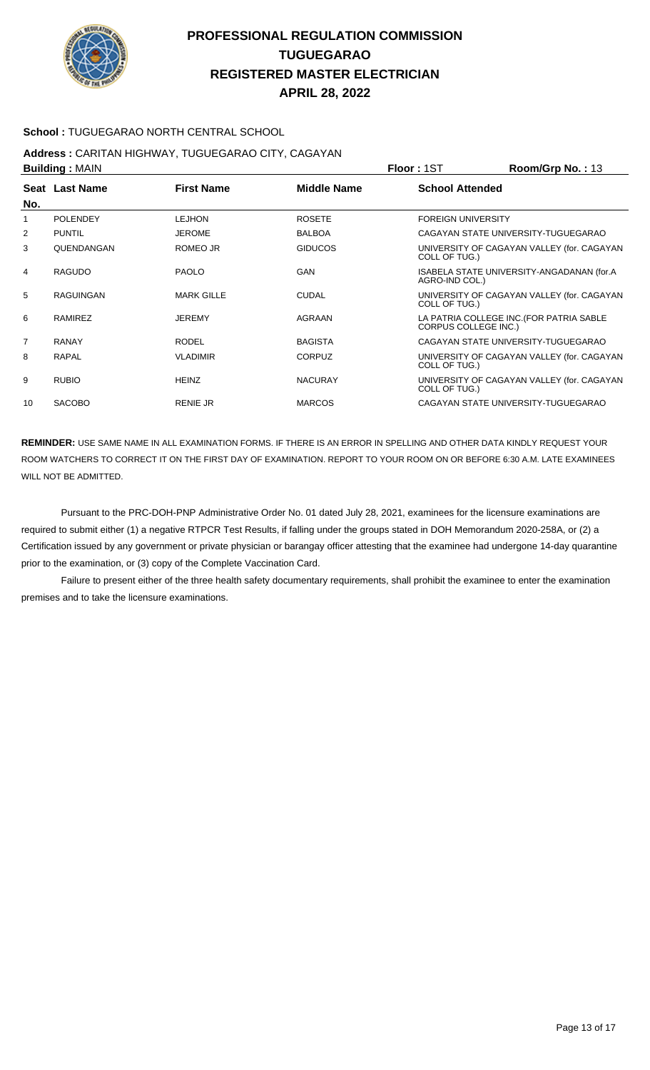# PROFESSIONAL REGULATION COMMISSION
## TUGUEGARAO
## REGISTERED MASTER ELECTRICIAN
## APRIL 28, 2022

**School :** TUGUEGARAO NORTH CENTRAL SCHOOL

**Address :** CARITAN HIGHWAY, TUGUEGARAO CITY, CAGAYAN

**Building :** MAIN **Floor :** 1ST **Room/Grp No. :** 13

| Seat No. | Last Name | First Name | Middle Name | School Attended |
|---|---|---|---|---|
| 1 | POLENDEY | LEJHON | ROSETE | FOREIGN UNIVERSITY |
| 2 | PUNTIL | JEROME | BALBOA | CAGAYAN STATE UNIVERSITY-TUGUEGARAO |
| 3 | QUENDANGAN | ROMEO JR | GIDUCOS | UNIVERSITY OF CAGAYAN VALLEY (for. CAGAYAN COLL OF TUG.) |
| 4 | RAGUDO | PAOLO | GAN | ISABELA STATE UNIVERSITY-ANGADANAN (for.A AGRO-IND COL.) |
| 5 | RAGUINGAN | MARK GILLE | CUDAL | UNIVERSITY OF CAGAYAN VALLEY (for. CAGAYAN COLL OF TUG.) |
| 6 | RAMIREZ | JEREMY | AGRAAN | LA PATRIA COLLEGE INC.(FOR PATRIA SABLE CORPUS COLLEGE INC.) |
| 7 | RANAY | RODEL | BAGISTA | CAGAYAN STATE UNIVERSITY-TUGUEGARAO |
| 8 | RAPAL | VLADIMIR | CORPUZ | UNIVERSITY OF CAGAYAN VALLEY (for. CAGAYAN COLL OF TUG.) |
| 9 | RUBIO | HEINZ | NACURAY | UNIVERSITY OF CAGAYAN VALLEY (for. CAGAYAN COLL OF TUG.) |
| 10 | SACOBO | RENIE JR | MARCOS | CAGAYAN STATE UNIVERSITY-TUGUEGARAO |

**REMINDER:** USE SAME NAME IN ALL EXAMINATION FORMS. IF THERE IS AN ERROR IN SPELLING AND OTHER DATA KINDLY REQUEST YOUR ROOM WATCHERS TO CORRECT IT ON THE FIRST DAY OF EXAMINATION. REPORT TO YOUR ROOM ON OR BEFORE 6:30 A.M. LATE EXAMINEES WILL NOT BE ADMITTED.

Pursuant to the PRC-DOH-PNP Administrative Order No. 01 dated July 28, 2021, examinees for the licensure examinations are required to submit either (1) a negative RTPCR Test Results, if falling under the groups stated in DOH Memorandum 2020-258A, or (2) a Certification issued by any government or private physician or barangay officer attesting that the examinee had undergone 14-day quarantine prior to the examination, or (3) copy of the Complete Vaccination Card.

Failure to present either of the three health safety documentary requirements, shall prohibit the examinee to enter the examination premises and to take the licensure examinations.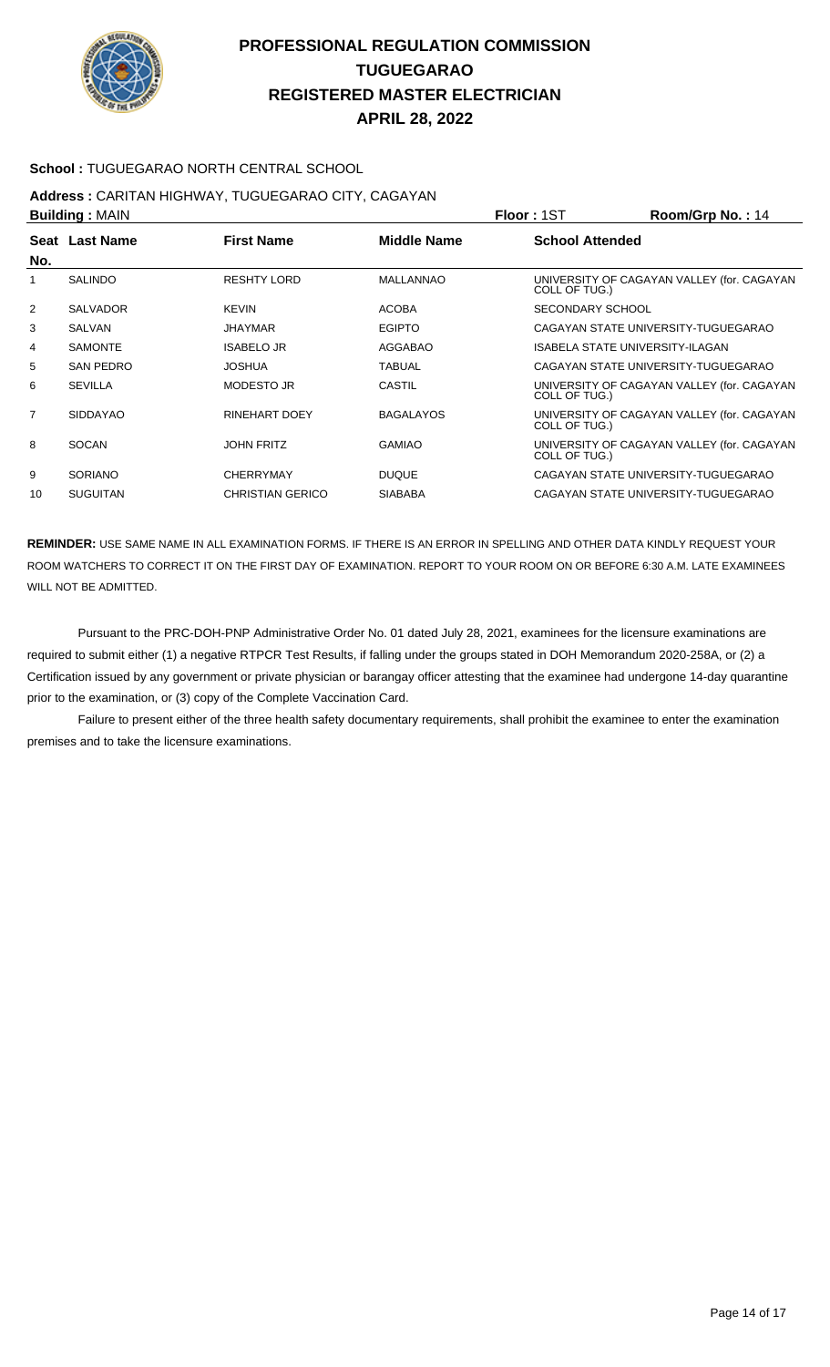# PROFESSIONAL REGULATION COMMISSION
# TUGUEGARAO
# REGISTERED MASTER ELECTRICIAN
# APRIL 28, 2022

**School :** TUGUEGARAO NORTH CENTRAL SCHOOL

**Address :** CARITAN HIGHWAY, TUGUEGARAO CITY, CAGAYAN

**Building :** MAIN **Floor :** 1ST **Room/Grp No. :** 14

| Seat No. | Last Name | First Name | Middle Name | School Attended |
|---|---|---|---|---|
| 1 | SALINDO | RESHTY LORD | MALLANNAO | UNIVERSITY OF CAGAYAN VALLEY (for. CAGAYAN COLL OF TUG.) |
| 2 | SALVADOR | KEVIN | ACOBA | SECONDARY SCHOOL |
| 3 | SALVAN | JHAYMAR | EGIPTO | CAGAYAN STATE UNIVERSITY-TUGUEGARAO |
| 4 | SAMONTE | ISABELO JR | AGGABAO | ISABELA STATE UNIVERSITY-ILAGAN |
| 5 | SAN PEDRO | JOSHUA | TABUAL | CAGAYAN STATE UNIVERSITY-TUGUEGARAO |
| 6 | SEVILLA | MODESTO JR | CASTIL | UNIVERSITY OF CAGAYAN VALLEY (for. CAGAYAN COLL OF TUG.) |
| 7 | SIDDAYAO | RINEHART DOEY | BAGALAYOS | UNIVERSITY OF CAGAYAN VALLEY (for. CAGAYAN COLL OF TUG.) |
| 8 | SOCAN | JOHN FRITZ | GAMIAO | UNIVERSITY OF CAGAYAN VALLEY (for. CAGAYAN COLL OF TUG.) |
| 9 | SORIANO | CHERRYMAY | DUQUE | CAGAYAN STATE UNIVERSITY-TUGUEGARAO |
| 10 | SUGUITAN | CHRISTIAN GERICO | SIABABA | CAGAYAN STATE UNIVERSITY-TUGUEGARAO |

**REMINDER:** USE SAME NAME IN ALL EXAMINATION FORMS. IF THERE IS AN ERROR IN SPELLING AND OTHER DATA KINDLY REQUEST YOUR ROOM WATCHERS TO CORRECT IT ON THE FIRST DAY OF EXAMINATION. REPORT TO YOUR ROOM ON OR BEFORE 6:30 A.M. LATE EXAMINEES WILL NOT BE ADMITTED.

Pursuant to the PRC-DOH-PNP Administrative Order No. 01 dated July 28, 2021, examinees for the licensure examinations are required to submit either (1) a negative RTPCR Test Results, if falling under the groups stated in DOH Memorandum 2020-258A, or (2) a Certification issued by any government or private physician or barangay officer attesting that the examinee had undergone 14-day quarantine prior to the examination, or (3) copy of the Complete Vaccination Card.

Failure to present either of the three health safety documentary requirements, shall prohibit the examinee to enter the examination premises and to take the licensure examinations.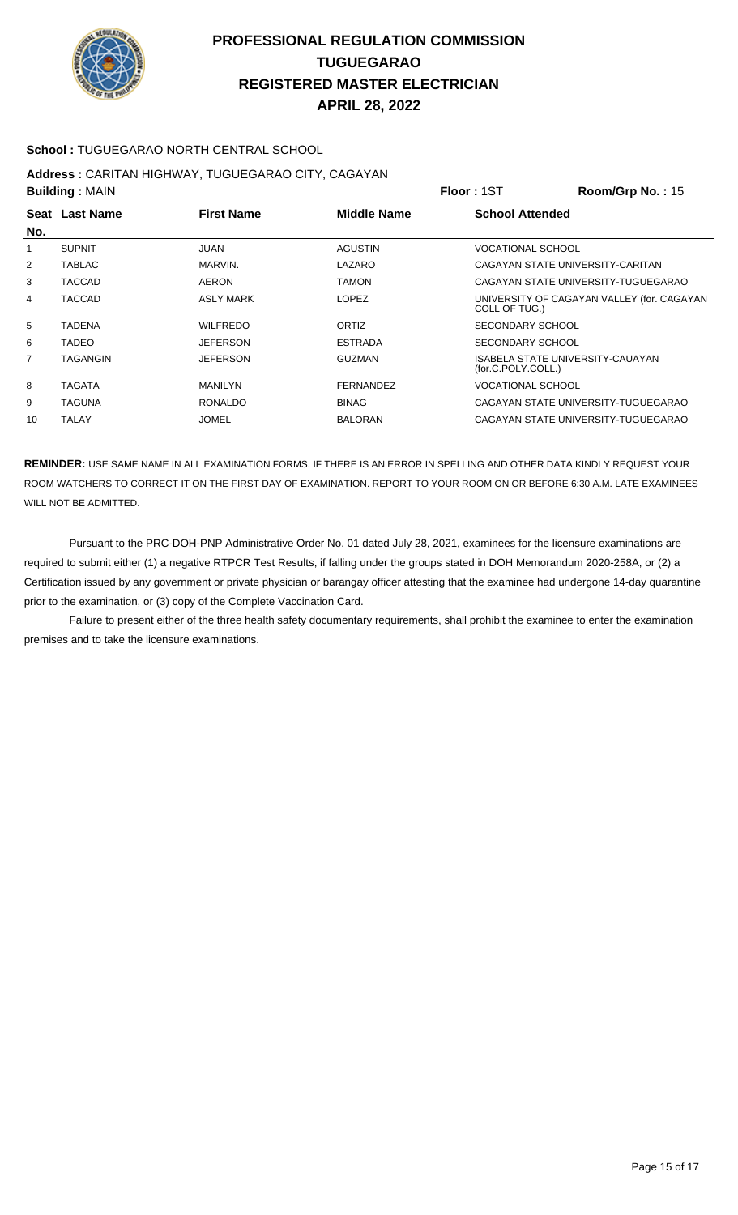# PROFESSIONAL REGULATION COMMISSION
# TUGUEGARAO
# REGISTERED MASTER ELECTRICIAN
# APRIL 28, 2022

**School :** TUGUEGARAO NORTH CENTRAL SCHOOL

**Address :** CARITAN HIGHWAY, TUGUEGARAO CITY, CAGAYAN

**Building :** MAIN **Floor :** 1ST **Room/Grp No. :** 15

| Seat No. | Last Name | First Name | Middle Name | School Attended |
|---|---|---|---|---|
| 1 | SUPNIT | JUAN | AGUSTIN | VOCATIONAL SCHOOL |
| 2 | TABLAC | MARVIN. | LAZARO | CAGAYAN STATE UNIVERSITY-CARITAN |
| 3 | TACCAD | AERON | TAMON | CAGAYAN STATE UNIVERSITY-TUGUEGARAO |
| 4 | TACCAD | ASLY MARK | LOPEZ | UNIVERSITY OF CAGAYAN VALLEY (for. CAGAYAN COLL OF TUG.) |
| 5 | TADENA | WILFREDO | ORTIZ | SECONDARY SCHOOL |
| 6 | TADEO | JEFERSON | ESTRADA | SECONDARY SCHOOL |
| 7 | TAGANGIN | JEFERSON | GUZMAN | ISABELA STATE UNIVERSITY-CAUAYAN (for.C.POLY.COLL.) |
| 8 | TAGATA | MANILYN | FERNANDEZ | VOCATIONAL SCHOOL |
| 9 | TAGUNA | RONALDO | BINAG | CAGAYAN STATE UNIVERSITY-TUGUEGARAO |
| 10 | TALAY | JOMEL | BALORAN | CAGAYAN STATE UNIVERSITY-TUGUEGARAO |

**REMINDER:** USE SAME NAME IN ALL EXAMINATION FORMS. IF THERE IS AN ERROR IN SPELLING AND OTHER DATA KINDLY REQUEST YOUR ROOM WATCHERS TO CORRECT IT ON THE FIRST DAY OF EXAMINATION. REPORT TO YOUR ROOM ON OR BEFORE 6:30 A.M. LATE EXAMINEES WILL NOT BE ADMITTED.

Pursuant to the PRC-DOH-PNP Administrative Order No. 01 dated July 28, 2021, examinees for the licensure examinations are required to submit either (1) a negative RTPCR Test Results, if falling under the groups stated in DOH Memorandum 2020-258A, or (2) a Certification issued by any government or private physician or barangay officer attesting that the examinee had undergone 14-day quarantine prior to the examination, or (3) copy of the Complete Vaccination Card.

Failure to present either of the three health safety documentary requirements, shall prohibit the examinee to enter the examination premises and to take the licensure examinations.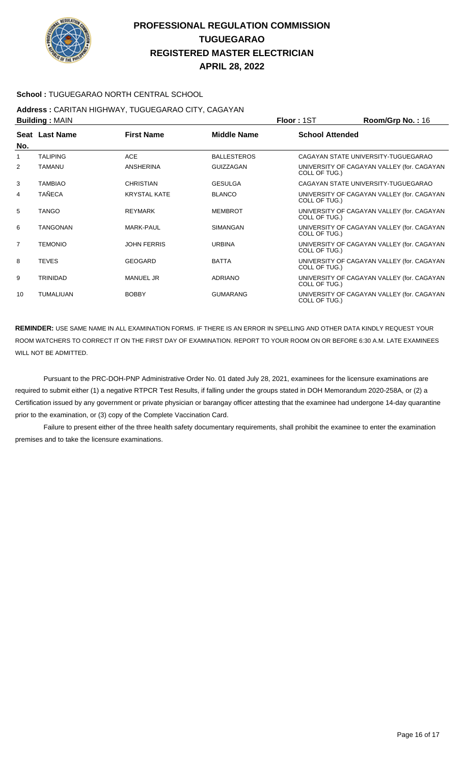# PROFESSIONAL REGULATION COMMISSION
# TUGUEGARAO
# REGISTERED MASTER ELECTRICIAN
# APRIL 28, 2022

**School :** TUGUEGARAO NORTH CENTRAL SCHOOL

**Address :** CARITAN HIGHWAY, TUGUEGARAO CITY, CAGAYAN

**Building :** MAIN **Floor :** 1ST **Room/Grp No. :** 16

| Seat No. | Last Name | First Name | Middle Name | School Attended |
|---|---|---|---|---|
| 1 | TALIPING | ACE | BALLESTEROS | CAGAYAN STATE UNIVERSITY-TUGUEGARAO |
| 2 | TAMANU | ANSHERINA | GUIZZAGAN | UNIVERSITY OF CAGAYAN VALLEY (for. CAGAYAN COLL OF TUG.) |
| 3 | TAMBIAO | CHRISTIAN | GESULGA | CAGAYAN STATE UNIVERSITY-TUGUEGARAO |
| 4 | TAÑECA | KRYSTAL KATE | BLANCO | UNIVERSITY OF CAGAYAN VALLEY (for. CAGAYAN COLL OF TUG.) |
| 5 | TANGO | REYMARK | MEMBROT | UNIVERSITY OF CAGAYAN VALLEY (for. CAGAYAN COLL OF TUG.) |
| 6 | TANGONAN | MARK-PAUL | SIMANGAN | UNIVERSITY OF CAGAYAN VALLEY (for. CAGAYAN COLL OF TUG.) |
| 7 | TEMONIO | JOHN FERRIS | URBINA | UNIVERSITY OF CAGAYAN VALLEY (for. CAGAYAN COLL OF TUG.) |
| 8 | TEVES | GEOGARD | BATTA | UNIVERSITY OF CAGAYAN VALLEY (for. CAGAYAN COLL OF TUG.) |
| 9 | TRINIDAD | MANUEL JR | ADRIANO | UNIVERSITY OF CAGAYAN VALLEY (for. CAGAYAN COLL OF TUG.) |
| 10 | TUMALIUAN | BOBBY | GUMARANG | UNIVERSITY OF CAGAYAN VALLEY (for. CAGAYAN COLL OF TUG.) |

**REMINDER:** USE SAME NAME IN ALL EXAMINATION FORMS. IF THERE IS AN ERROR IN SPELLING AND OTHER DATA KINDLY REQUEST YOUR ROOM WATCHERS TO CORRECT IT ON THE FIRST DAY OF EXAMINATION. REPORT TO YOUR ROOM ON OR BEFORE 6:30 A.M. LATE EXAMINEES WILL NOT BE ADMITTED.

Pursuant to the PRC-DOH-PNP Administrative Order No. 01 dated July 28, 2021, examinees for the licensure examinations are required to submit either (1) a negative RTPCR Test Results, if falling under the groups stated in DOH Memorandum 2020-258A, or (2) a Certification issued by any government or private physician or barangay officer attesting that the examinee had undergone 14-day quarantine prior to the examination, or (3) copy of the Complete Vaccination Card.

Failure to present either of the three health safety documentary requirements, shall prohibit the examinee to enter the examination premises and to take the licensure examinations.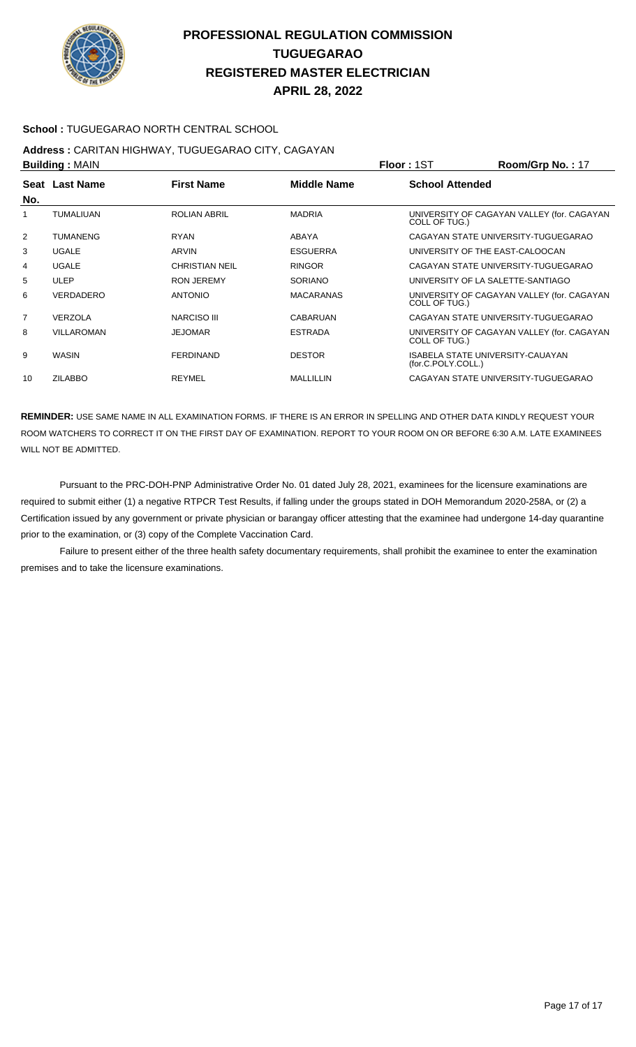# PROFESSIONAL REGULATION COMMISSION
# TUGUEGARAO
# REGISTERED MASTER ELECTRICIAN
# APRIL 28, 2022

**School :** TUGUEGARAO NORTH CENTRAL SCHOOL

**Address :** CARITAN HIGHWAY, TUGUEGARAO CITY, CAGAYAN

**Building :** MAIN **Floor :** 1ST **Room/Grp No. :** 17

| Seat No. | Last Name | First Name | Middle Name | School Attended |
|---|---|---|---|---|
| 1 | TUMALIUAN | ROLIAN ABRIL | MADRIA | UNIVERSITY OF CAGAYAN VALLEY (for. CAGAYAN COLL OF TUG.) |
| 2 | TUMANENG | RYAN | ABAYA | CAGAYAN STATE UNIVERSITY-TUGUEGARAO |
| 3 | UGALE | ARVIN | ESGUERRA | UNIVERSITY OF THE EAST-CALOOCAN |
| 4 | UGALE | CHRISTIAN NEIL | RINGOR | CAGAYAN STATE UNIVERSITY-TUGUEGARAO |
| 5 | ULEP | RON JEREMY | SORIANO | UNIVERSITY OF LA SALETTE-SANTIAGO |
| 6 | VERDADERO | ANTONIO | MACARANAS | UNIVERSITY OF CAGAYAN VALLEY (for. CAGAYAN COLL OF TUG.) |
| 7 | VERZOLA | NARCISO III | CABARUAN | CAGAYAN STATE UNIVERSITY-TUGUEGARAO |
| 8 | VILLAROMAN | JEJOMAR | ESTRADA | UNIVERSITY OF CAGAYAN VALLEY (for. CAGAYAN COLL OF TUG.) |
| 9 | WASIN | FERDINAND | DESTOR | ISABELA STATE UNIVERSITY-CAUAYAN (for.C.POLY.COLL.) |
| 10 | ZILABBO | REYMEL | MALLILLIN | CAGAYAN STATE UNIVERSITY-TUGUEGARAO |

**REMINDER:** USE SAME NAME IN ALL EXAMINATION FORMS. IF THERE IS AN ERROR IN SPELLING AND OTHER DATA KINDLY REQUEST YOUR ROOM WATCHERS TO CORRECT IT ON THE FIRST DAY OF EXAMINATION. REPORT TO YOUR ROOM ON OR BEFORE 6:30 A.M. LATE EXAMINEES WILL NOT BE ADMITTED.

Pursuant to the PRC-DOH-PNP Administrative Order No. 01 dated July 28, 2021, examinees for the licensure examinations are required to submit either (1) a negative RTPCR Test Results, if falling under the groups stated in DOH Memorandum 2020-258A, or (2) a Certification issued by any government or private physician or barangay officer attesting that the examinee had undergone 14-day quarantine prior to the examination, or (3) copy of the Complete Vaccination Card.

Failure to present either of the three health safety documentary requirements, shall prohibit the examinee to enter the examination premises and to take the licensure examinations.